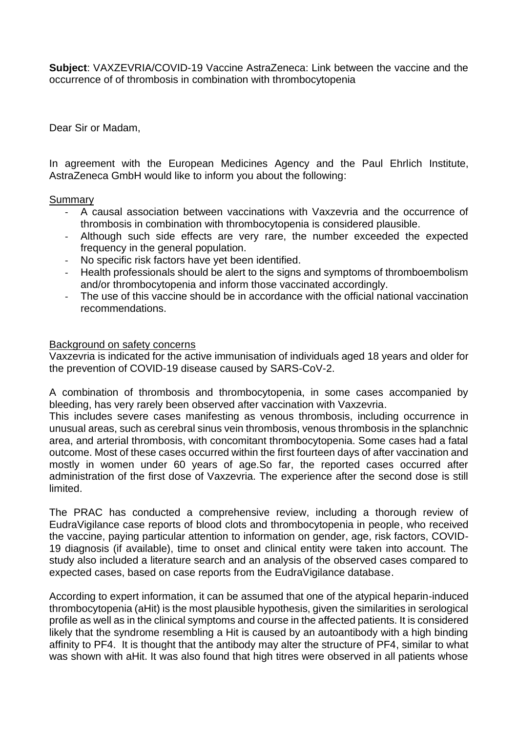**Subject**: VAXZEVRIA/COVID-19 Vaccine AstraZeneca: Link between the vaccine and the occurrence of of thrombosis in combination with thrombocytopenia

Dear Sir or Madam,

In agreement with the European Medicines Agency and the Paul Ehrlich Institute, AstraZeneca GmbH would like to inform you about the following:

Summary

- A causal association between vaccinations with Vaxzevria and the occurrence of thrombosis in combination with thrombocytopenia is considered plausible.
- Although such side effects are very rare, the number exceeded the expected frequency in the general population.
- No specific risk factors have yet been identified.
- Health professionals should be alert to the signs and symptoms of thromboembolism and/or thrombocytopenia and inform those vaccinated accordingly.
- The use of this vaccine should be in accordance with the official national vaccination recommendations.

Background on safety concerns

Vaxzevria is indicated for the active immunisation of individuals aged 18 years and older for the prevention of COVID-19 disease caused by SARS-CoV-2.

A combination of thrombosis and thrombocytopenia, in some cases accompanied by bleeding, has very rarely been observed after vaccination with Vaxzevria.
This includes severe cases manifesting as venous thrombosis, including occurrence in unusual areas, such as cerebral sinus vein thrombosis, venous thrombosis in the splanchnic area, and arterial thrombosis, with concomitant thrombocytopenia. Some cases had a fatal outcome. Most of these cases occurred within the first fourteen days of after vaccination and mostly in women under 60 years of age.So far, the reported cases occurred after administration of the first dose of Vaxzevria. The experience after the second dose is still limited.

The PRAC has conducted a comprehensive review, including a thorough review of EudraVigilance case reports of blood clots and thrombocytopenia in people, who received the vaccine, paying particular attention to information on gender, age, risk factors, COVID-19 diagnosis (if available), time to onset and clinical entity were taken into account. The study also included a literature search and an analysis of the observed cases compared to expected cases, based on case reports from the EudraVigilance database.

According to expert information, it can be assumed that one of the atypical heparin-induced thrombocytopenia (aHit) is the most plausible hypothesis, given the similarities in serological profile as well as in the clinical symptoms and course in the affected patients. It is considered likely that the syndrome resembling a Hit is caused by an autoantibody with a high binding affinity to PF4. It is thought that the antibody may alter the structure of PF4, similar to what was shown with aHit. It was also found that high titres were observed in all patients whose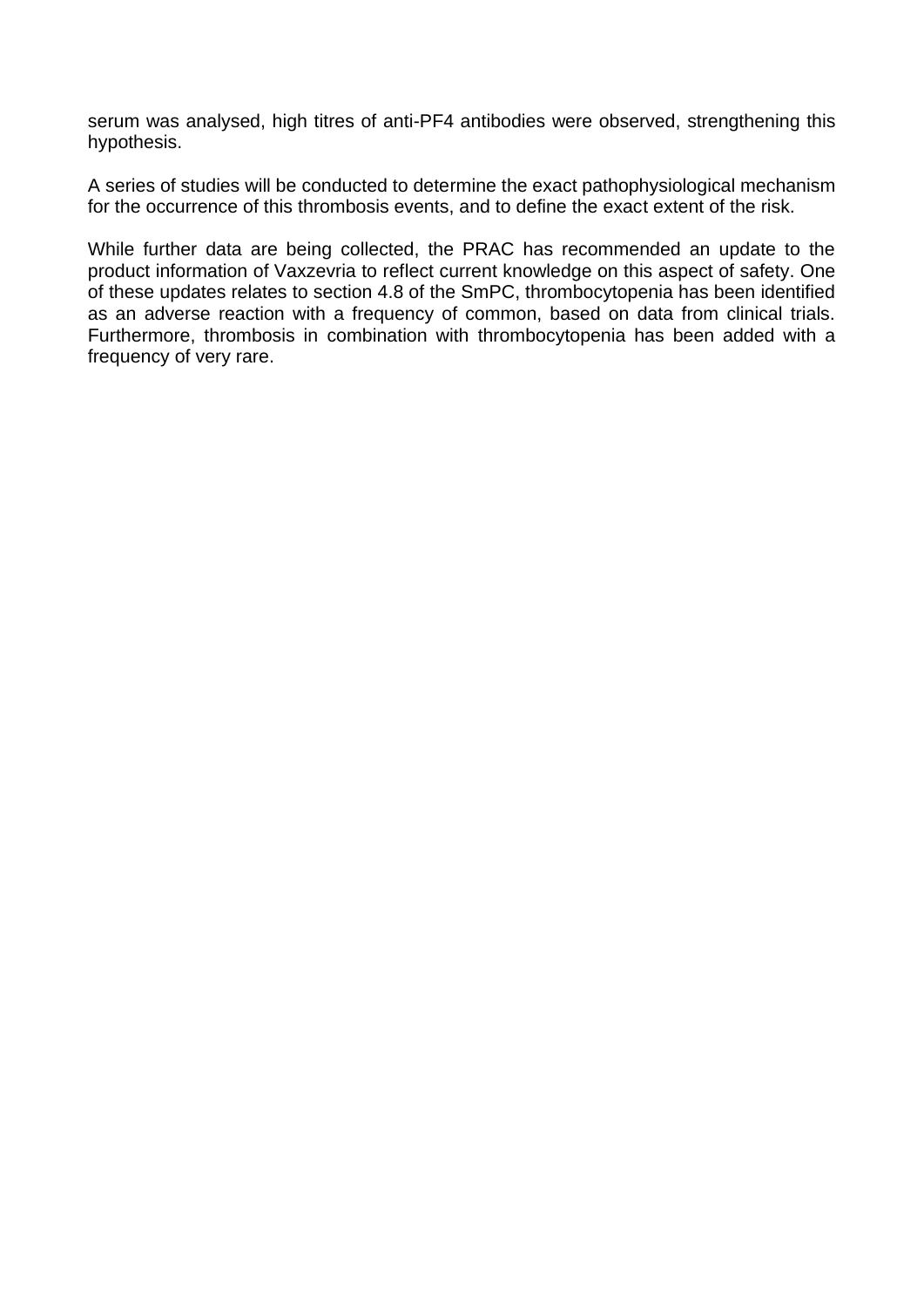serum was analysed, high titres of anti-PF4 antibodies were observed, strengthening this hypothesis.

A series of studies will be conducted to determine the exact pathophysiological mechanism for the occurrence of this thrombosis events, and to define the exact extent of the risk.

While further data are being collected, the PRAC has recommended an update to the product information of Vaxzevria to reflect current knowledge on this aspect of safety. One of these updates relates to section 4.8 of the SmPC, thrombocytopenia has been identified as an adverse reaction with a frequency of common, based on data from clinical trials. Furthermore, thrombosis in combination with thrombocytopenia has been added with a frequency of very rare.